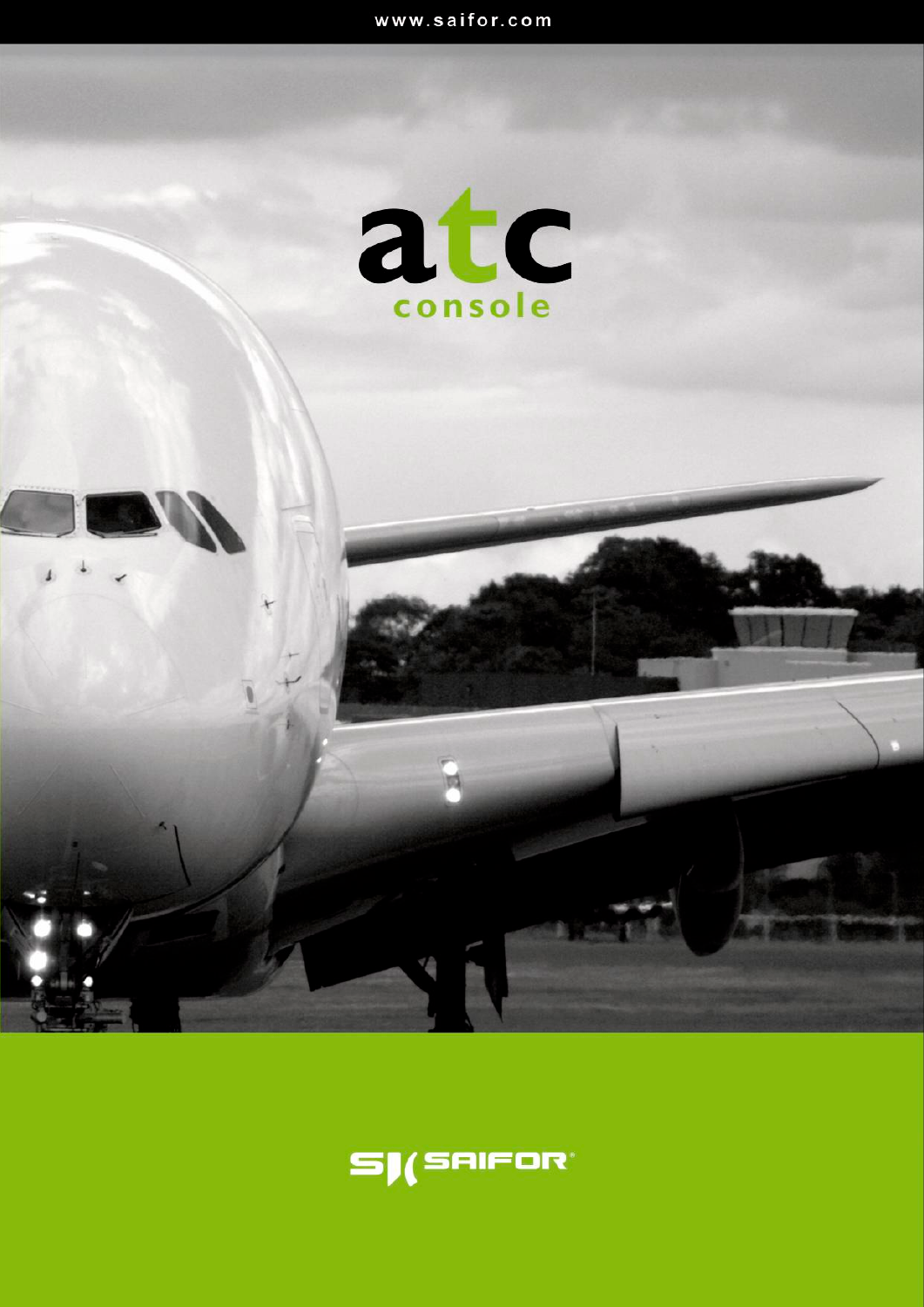www.saifor.com

# atc
## console

SAIFOR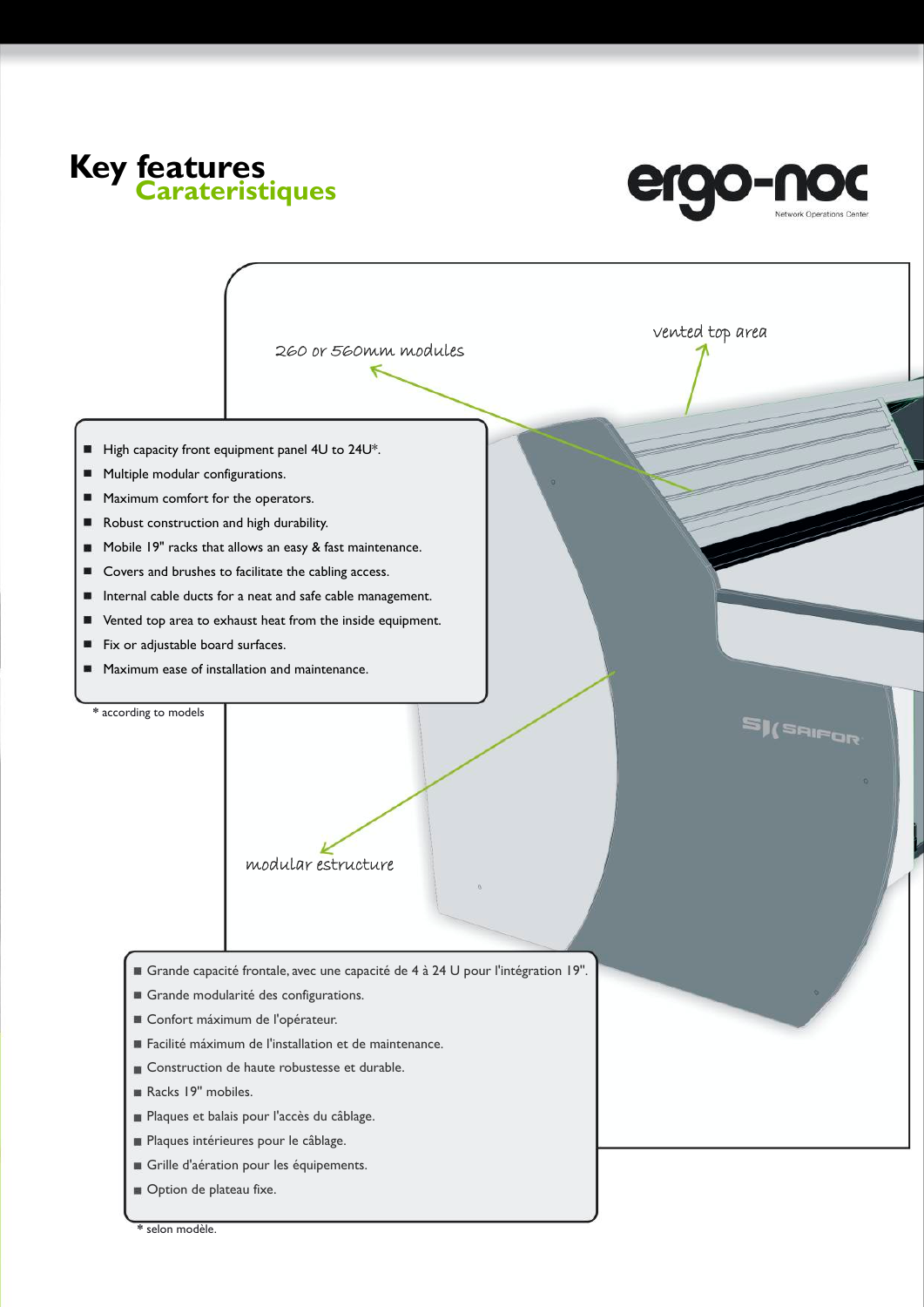# Key features
## Carateristiques

ergo-noc
Network Operations Center

260 or 560mm modules

vented top area

modular estructure

- High capacity front equipment panel 4U to 24U*.
- Multiple modular configurations.
- Maximum comfort for the operators.
- Robust construction and high durability.
- Mobile 19" racks that allows an easy & fast maintenance.
- Covers and brushes to facilitate the cabling access.
- Internal cable ducts for a neat and safe cable management.
- Vented top area to exhaust heat from the inside equipment.
- Fix or adjustable board surfaces.
- Maximum ease of installation and maintenance.

* according to models

- Grande capacité frontale, avec une capacité de 4 à 24 U pour l'intégration 19".
- Grande modularité des configurations.
- Confort máximum de l'opérateur.
- Facilité máximum de l'installation et de maintenance.
- Construction de haute robustesse et durable.
- Racks 19" mobiles.
- Plaques et balais pour l'accès du câblage.
- Plaques intérieures pour le câblage.
- Grille d'aération pour les équipements.
- Option de plateau fixe.

* selon modèle.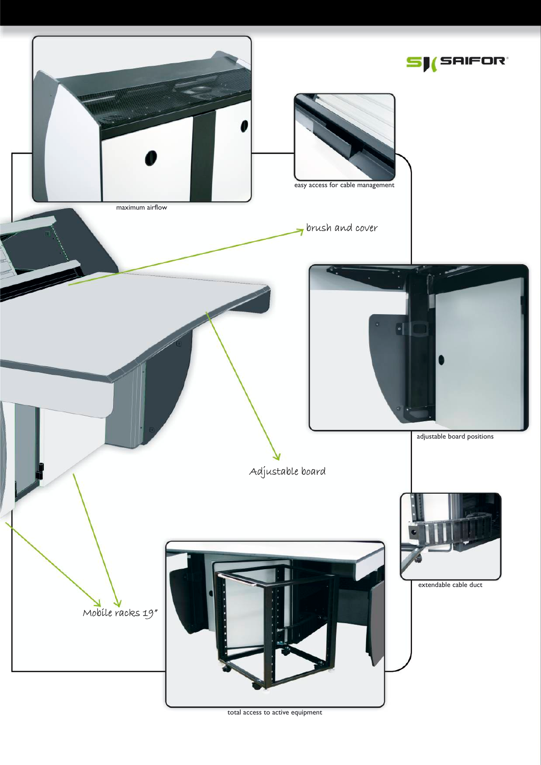maximum airflow

easy access for cable management

brush and cover

adjustable board positions

Adjustable board

extendable cable duct

Mobile racks 19"

total access to active equipment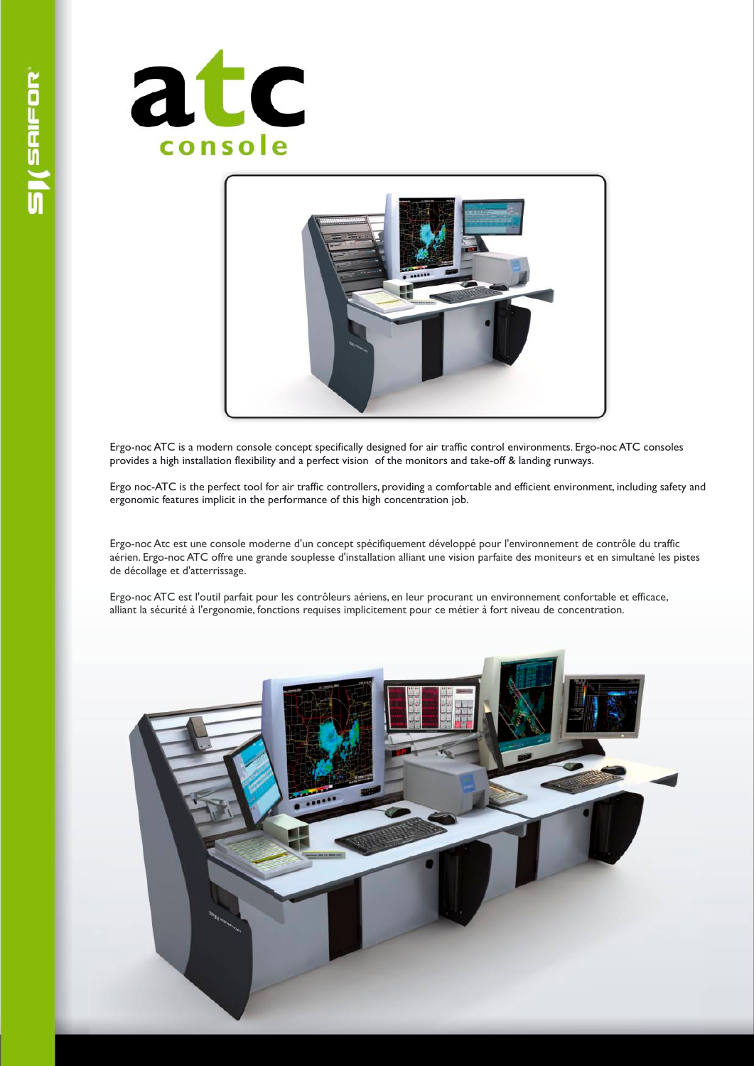# atc console

Ergo-noc ATC is a modern console concept specifically designed for air traffic control environments. Ergo-noc ATC consoles provides a high installation flexibility and a perfect vision of the monitors and take-off & landing runways.

Ergo noc-ATC is the perfect tool for air traffic controllers, providing a comfortable and efficient environment, including safety and ergonomic features implicit in the performance of this high concentration job.

Ergo-noc Atc est une console moderne d'un concept spécifiquement développé pour l'environnement de contrôle du traffic aérien. Ergo-noc ATC offre une grande souplesse d'installation alliant une vision parfaite des moniteurs et en simultané les pistes de décollage et d'atterrissage.

Ergo-noc ATC est l'outil parfait pour les contrôleurs aériens, en leur procurant un environnement confortable et efficace, alliant la sécurité à l'ergonomie, fonctions requises implicitement pour ce métier à fort niveau de concentration.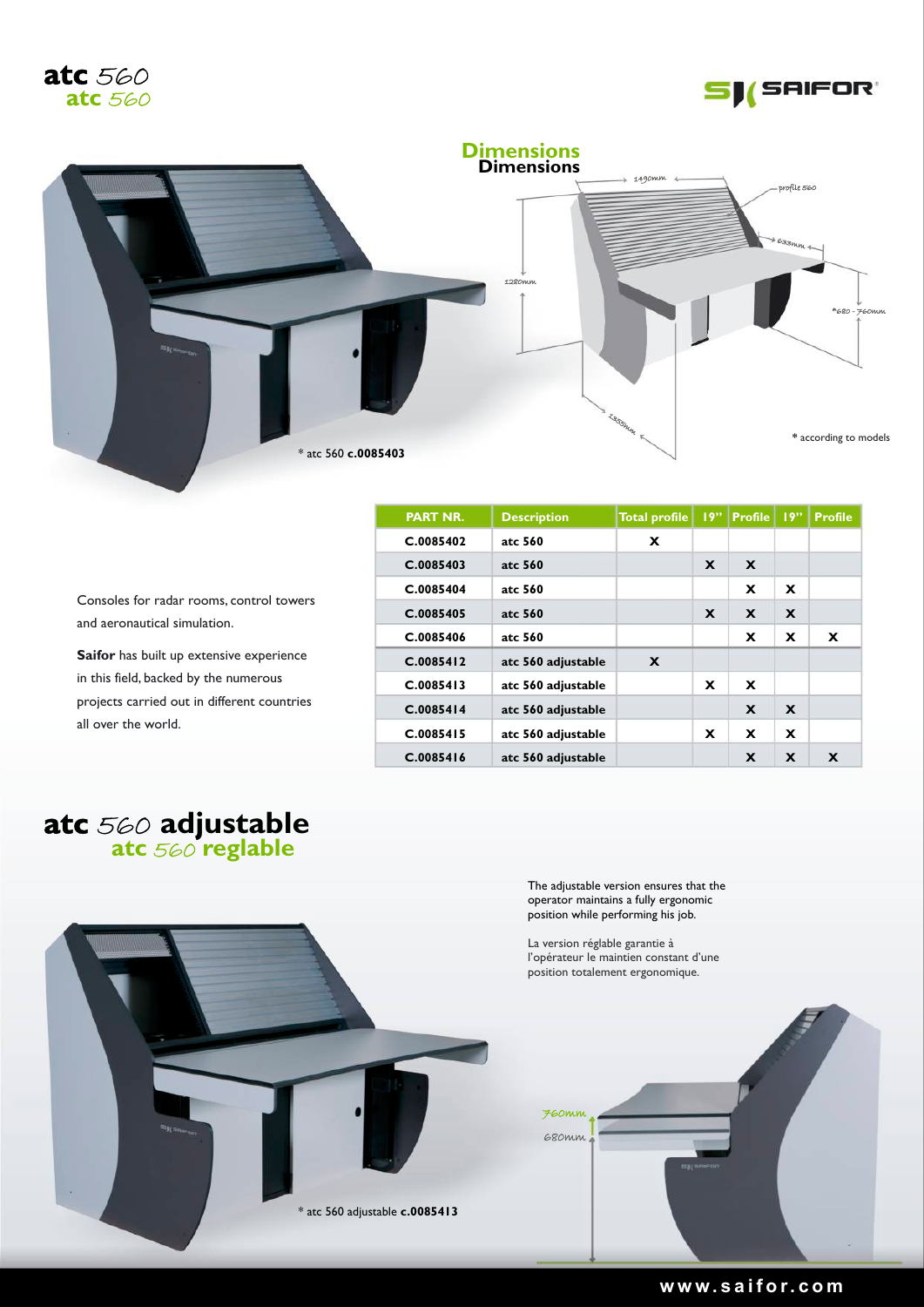# atc 560
## atc 560

## Dimensions
### Dimensions

1490mm

profile 560

633mm

1280mm

*680 - 760mm

1355mm

* according to models

* atc 560 **c.0085403**

Consoles for radar rooms, control towers and aeronautical simulation.

**Saifor** has built up extensive experience in this field, backed by the numerous projects carried out in different countries all over the world.

| PART NR. | Description | Total profile | 19" | Profile | 19" | Profile |
|---|---|---|---|---|---|---|
| C.0085402 | atc 560 | X | | | | |
| C.0085403 | atc 560 | | X | X | | |
| C.0085404 | atc 560 | | | X | X | |
| C.0085405 | atc 560 | | X | X | X | |
| C.0085406 | atc 560 | | | X | X | X |
| C.0085412 | atc 560 adjustable | X | | | | |
| C.0085413 | atc 560 adjustable | | X | X | | |
| C.0085414 | atc 560 adjustable | | | X | X | |
| C.0085415 | atc 560 adjustable | | X | X | X | |
| C.0085416 | atc 560 adjustable | | | X | X | X |

# atc 560 adjustable
## atc 560 reglable

The adjustable version ensures that the operator maintains a fully ergonomic position while performing his job.

La version réglable garantie à l'opérateur le maintien constant d'une position totalement ergonomique.

* atc 560 adjustable **c.0085413**

760mm

680mm

www.saifor.com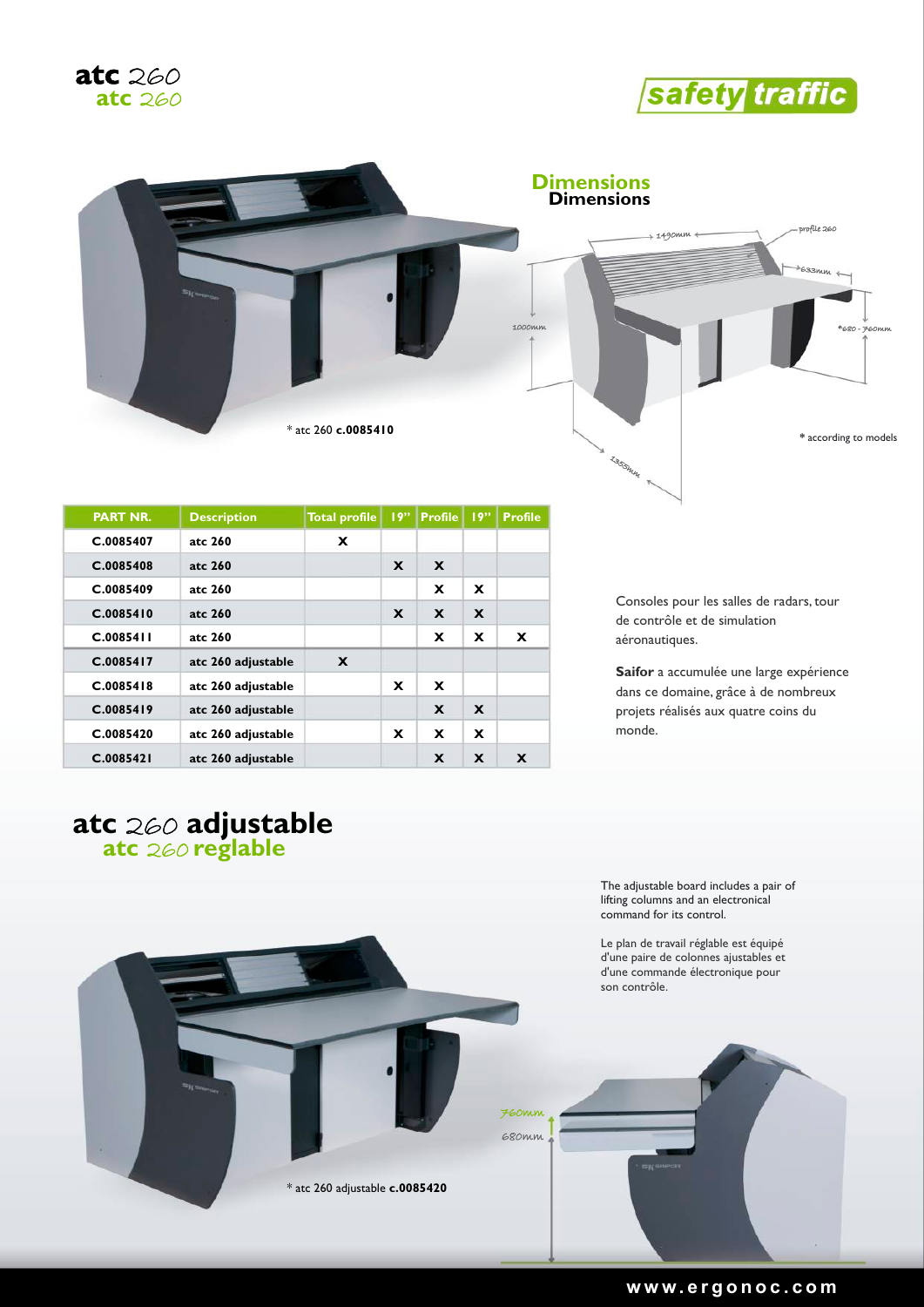# atc 260
## atc 260

safety traffic

## Dimensions
## Dimensions

1430mm

profile 260

633mm

1000mm

*680 - 760mm

1355mm

* atc 260 **c.0085410**

* according to models

| PART NR. | Description | Total profile | 19" | Profile | 19" | Profile |
|---|---|---|---|---|---|---|
| C.0085407 | atc 260 | X | | | | |
| C.0085408 | atc 260 | | X | X | | |
| C.0085409 | atc 260 | | | X | X | |
| C.0085410 | atc 260 | | X | X | X | |
| C.0085411 | atc 260 | | | X | X | X |
| C.0085417 | atc 260 adjustable | X | | | | |
| C.0085418 | atc 260 adjustable | | X | X | | |
| C.0085419 | atc 260 adjustable | | | X | X | |
| C.0085420 | atc 260 adjustable | | X | X | X | |
| C.0085421 | atc 260 adjustable | | | X | X | X |

Consoles pour les salles de radars, tour de contrôle et de simulation aéronautiques.

**Saifor** a accumulée une large expérience dans ce domaine, grâce à de nombreux projets réalisés aux quatre coins du monde.

# atc 260 adjustable
## atc 260 reglable

The adjustable board includes a pair of lifting columns and an electronical command for its control.

Le plan de travail réglable est équipé d'une paire de colonnes ajustables et d'une commande électronique pour son contrôle.

760mm

680mm

* atc 260 adjustable **c.0085420**

www.ergonoc.com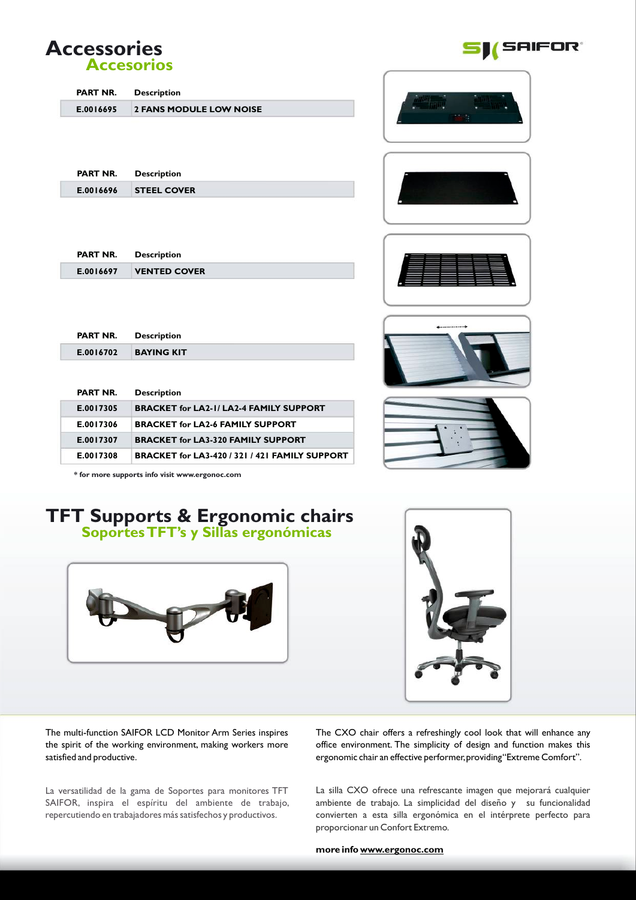# Accessories
## Accesorios

| PART NR. | Description |
|---|---|
| E.0016695 | 2 FANS MODULE LOW NOISE |

| PART NR. | Description |
|---|---|
| E.0016696 | STEEL COVER |

| PART NR. | Description |
|---|---|
| E.0016697 | VENTED COVER |

| PART NR. | Description |
|---|---|
| E.0016702 | BAYING KIT |

| PART NR. | Description |
|---|---|
| E.0017305 | BRACKET for LA2-1/ LA2-4 FAMILY SUPPORT |
| E.0017306 | BRACKET for LA2-6 FAMILY SUPPORT |
| E.0017307 | BRACKET for LA3-320 FAMILY SUPPORT |
| E.0017308 | BRACKET for LA3-420 / 321 / 421 FAMILY SUPPORT |

* for more supports info visit www.ergonoc.com

# TFT Supports & Ergonomic chairs
## Soportes TFT's y Sillas ergonómicas

The multi-function SAIFOR LCD Monitor Arm Series inspires the spirit of the working environment, making workers more satisfied and productive.

La versatilidad de la gama de Soportes para monitores TFT SAIFOR, inspira el espíritu del ambiente de trabajo, repercutiendo en trabajadores más satisfechos y productivos.

The CXO chair offers a refreshingly cool look that will enhance any office environment. The simplicity of design and function makes this ergonomic chair an effective performer, providing "Extreme Comfort".

La silla CXO ofrece una refrescante imagen que mejorará cualquier ambiente de trabajo. La simplicidad del diseño y su funcionalidad convierten a esta silla ergonómica en el intérprete perfecto para proporcionar un Confort Extremo.

**more info www.ergonoc.com**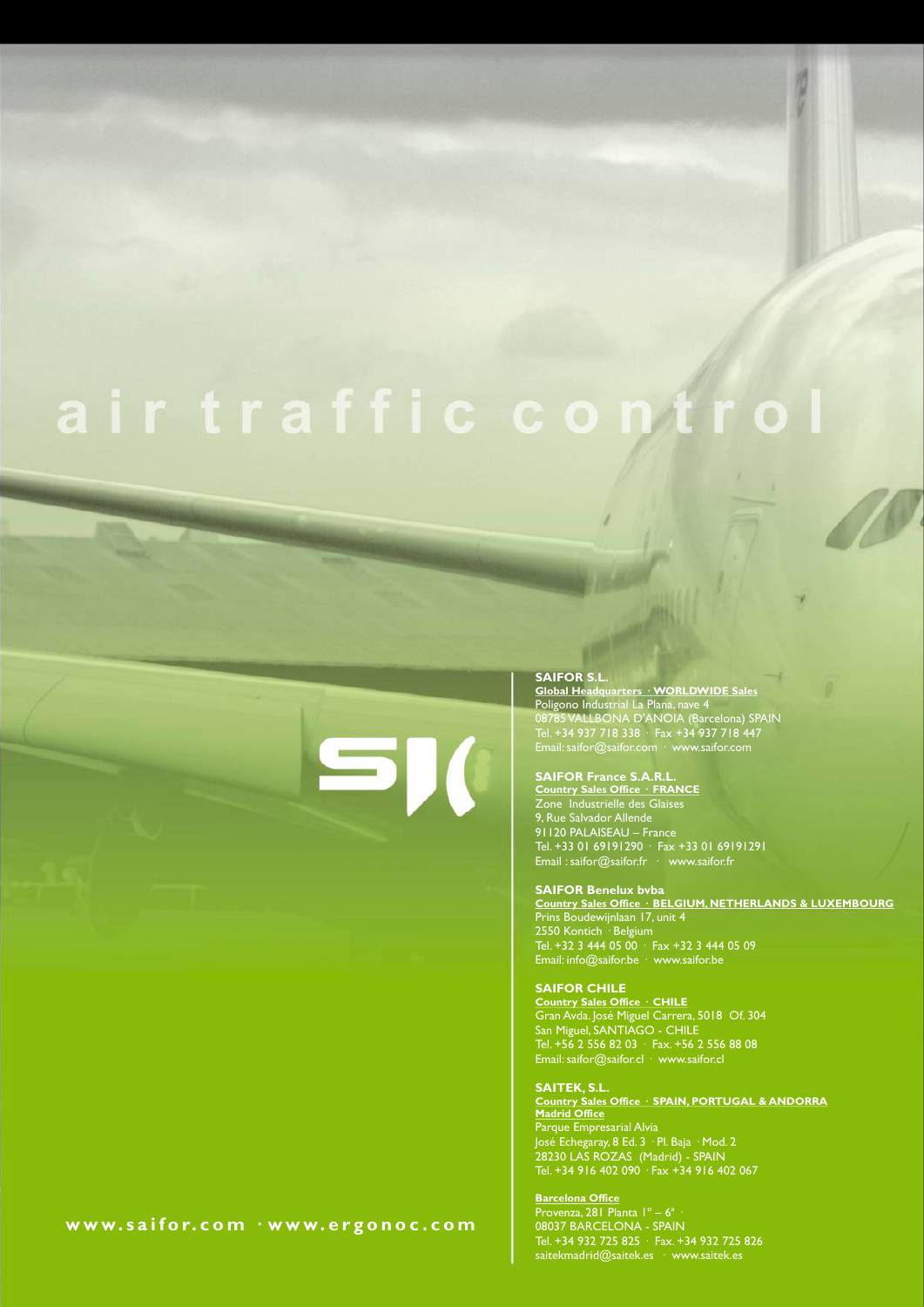# air traffic control

**SAIFOR S.L.**
**Global Headquarters · WORLDWIDE Sales**
Poligono Industrial La Plana, nave 4
08785 VALLBONA D'ANOIA (Barcelona) SPAIN
Tel. +34 937 718 338 · Fax +34 937 718 447
Email: saifor@saifor.com · www.saifor.com

**SAIFOR France S.A.R.L.**
**Country Sales Office · FRANCE**
Zone Industrielle des Glaises
9, Rue Salvador Allende
91120 PALAISEAU – France
Tel. +33 01 69191290 · Fax +33 01 69191291
Email : saifor@saifor.fr · www.saifor.fr

**SAIFOR Benelux bvba**
**Country Sales Office · BELGIUM, NETHERLANDS & LUXEMBOURG**
Prins Boudewijnlaan 17, unit 4
2550 Kontich · Belgium
Tel. +32 3 444 05 00 · Fax +32 3 444 05 09
Email: info@saifor.be · www.saifor.be

**SAIFOR CHILE**
**Country Sales Office · CHILE**
Gran Avda. José Miguel Carrera, 5018 Of. 304
San Miguel, SANTIAGO - CHILE
Tel. +56 2 556 82 03 · Fax. +56 2 556 88 08
Email: saifor@saifor.cl · www.saifor.cl

**SAITEK, S.L.**
**Country Sales Office · SPAIN, PORTUGAL & ANDORRA**
**Madrid Office**
Parque Empresarial Alvia
José Echegaray, 8 Ed. 3 · Pl. Baja · Mod. 2
28230 LAS ROZAS (Madrid) - SPAIN
Tel. +34 916 402 090 · Fax +34 916 402 067

**Barcelona Office**
Provenza, 281 Planta 1° – 6ª ·
08037 BARCELONA - SPAIN
Tel. +34 932 725 825 · Fax. +34 932 725 826
saitekmadrid@saitek.es · www.saitek.es

**www.saifor.com · www.ergonoc.com**